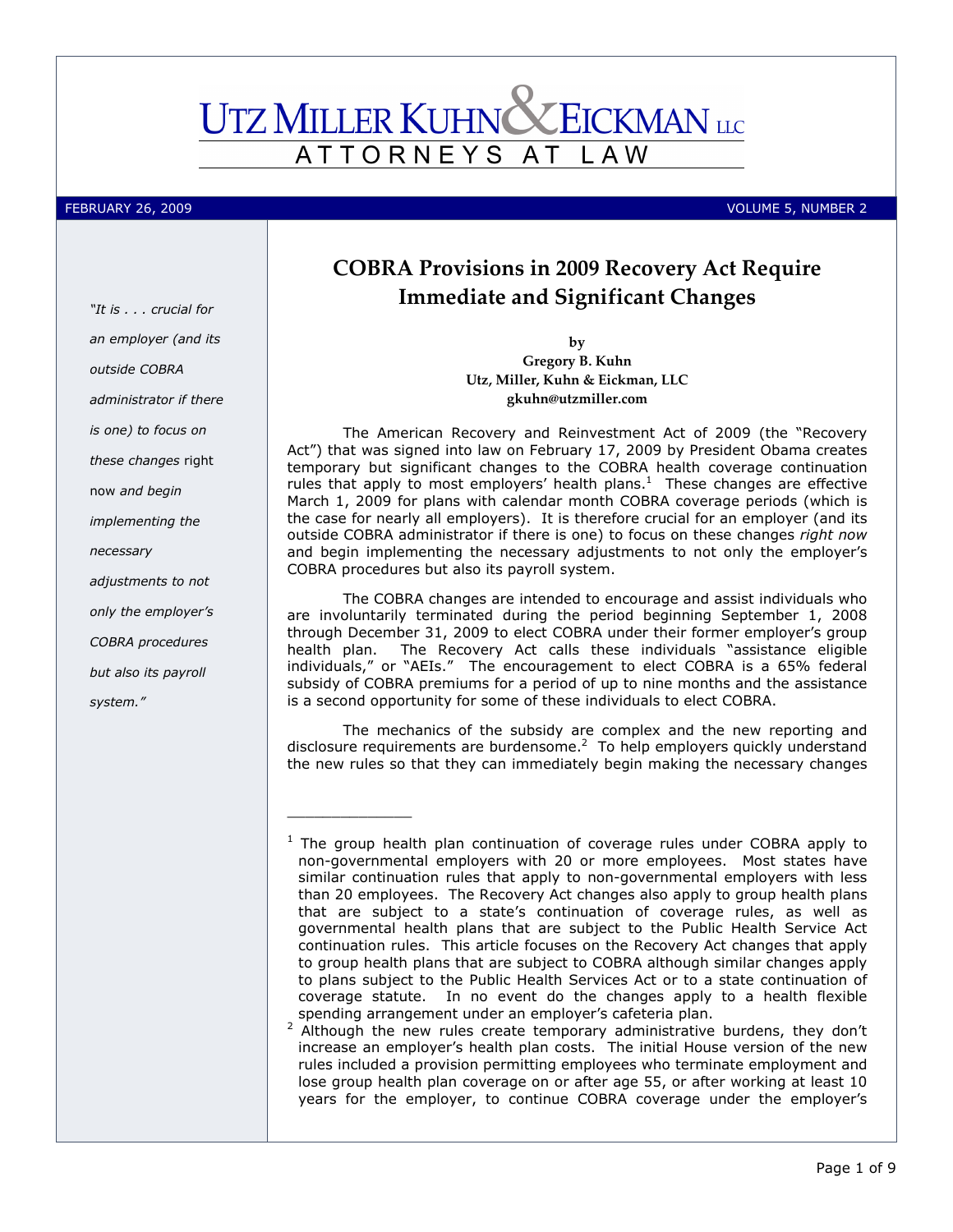# Utz Miller Kuhn & Eickman LLC

ATTORNEYS AT LAW

FEBRUARY 26, 2009 VOLUME 5, NUMBER 2

*"It is . . . crucial for an employer (and its outside COBRA administrator if there is one) to focus on these changes* right now *and begin implementing the necessary adjustments to not only the employer's COBRA procedures but also its payroll system."*

## COBRA Provisions in 2009 Recovery Act Require Immediate and Significant Changes

**by**
**Gregory B. Kuhn**
**Utz, Miller, Kuhn & Eickman, LLC**
**gkuhn@utzmiller.com**

The American Recovery and Reinvestment Act of 2009 (the "Recovery Act") that was signed into law on February 17, 2009 by President Obama creates temporary but significant changes to the COBRA health coverage continuation rules that apply to most employers' health plans.[1] These changes are effective March 1, 2009 for plans with calendar month COBRA coverage periods (which is the case for nearly all employers). It is therefore crucial for an employer (and its outside COBRA administrator if there is one) to focus on these changes *right now* and begin implementing the necessary adjustments to not only the employer's COBRA procedures but also its payroll system.

The COBRA changes are intended to encourage and assist individuals who are involuntarily terminated during the period beginning September 1, 2008 through December 31, 2009 to elect COBRA under their former employer's group health plan. The Recovery Act calls these individuals "assistance eligible individuals," or "AEIs." The encouragement to elect COBRA is a 65% federal subsidy of COBRA premiums for a period of up to nine months and the assistance is a second opportunity for some of these individuals to elect COBRA.

The mechanics of the subsidy are complex and the new reporting and disclosure requirements are burdensome.[2] To help employers quickly understand the new rules so that they can immediately begin making the necessary changes

---

[1] The group health plan continuation of coverage rules under COBRA apply to non-governmental employers with 20 or more employees. Most states have similar continuation rules that apply to non-governmental employers with less than 20 employees. The Recovery Act changes also apply to group health plans that are subject to a state's continuation of coverage rules, as well as governmental health plans that are subject to the Public Health Service Act continuation rules. This article focuses on the Recovery Act changes that apply to group health plans that are subject to COBRA although similar changes apply to plans subject to the Public Health Services Act or to a state continuation of coverage statute. In no event do the changes apply to a health flexible spending arrangement under an employer's cafeteria plan.

[2] Although the new rules create temporary administrative burdens, they don't increase an employer's health plan costs. The initial House version of the new rules included a provision permitting employees who terminate employment and lose group health plan coverage on or after age 55, or after working at least 10 years for the employer, to continue COBRA coverage under the employer's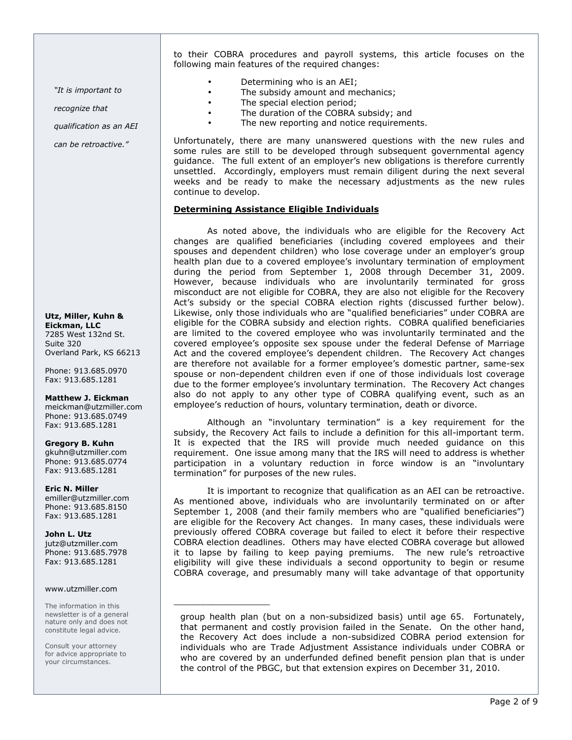to their COBRA procedures and payroll systems, this article focuses on the following main features of the required changes:

- Determining who is an AEI;
- The subsidy amount and mechanics;
- The special election period;
- The duration of the COBRA subsidy; and
- The new reporting and notice requirements.

Unfortunately, there are many unanswered questions with the new rules and some rules are still to be developed through subsequent governmental agency guidance. The full extent of an employer's new obligations is therefore currently unsettled. Accordingly, employers must remain diligent during the next several weeks and be ready to make the necessary adjustments as the new rules continue to develop.

*"It is important to recognize that qualification as an AEI can be retroactive."*

## Determining Assistance Eligible Individuals

As noted above, the individuals who are eligible for the Recovery Act changes are qualified beneficiaries (including covered employees and their spouses and dependent children) who lose coverage under an employer's group health plan due to a covered employee's involuntary termination of employment during the period from September 1, 2008 through December 31, 2009. However, because individuals who are involuntarily terminated for gross misconduct are not eligible for COBRA, they are also not eligible for the Recovery Act's subsidy or the special COBRA election rights (discussed further below). Likewise, only those individuals who are "qualified beneficiaries" under COBRA are eligible for the COBRA subsidy and election rights. COBRA qualified beneficiaries are limited to the covered employee who was involuntarily terminated and the covered employee's opposite sex spouse under the federal Defense of Marriage Act and the covered employee's dependent children. The Recovery Act changes are therefore not available for a former employee's domestic partner, same-sex spouse or non-dependent children even if one of those individuals lost coverage due to the former employee's involuntary termination. The Recovery Act changes also do not apply to any other type of COBRA qualifying event, such as an employee's reduction of hours, voluntary termination, death or divorce.

Although an "involuntary termination" is a key requirement for the subsidy, the Recovery Act fails to include a definition for this all-important term. It is expected that the IRS will provide much needed guidance on this requirement. One issue among many that the IRS will need to address is whether participation in a voluntary reduction in force window is an "involuntary termination" for purposes of the new rules.

It is important to recognize that qualification as an AEI can be retroactive. As mentioned above, individuals who are involuntarily terminated on or after September 1, 2008 (and their family members who are "qualified beneficiaries") are eligible for the Recovery Act changes. In many cases, these individuals were previously offered COBRA coverage but failed to elect it before their respective COBRA election deadlines. Others may have elected COBRA coverage but allowed it to lapse by failing to keep paying premiums. The new rule's retroactive eligibility will give these individuals a second opportunity to begin or resume COBRA coverage, and presumably many will take advantage of that opportunity

---

group health plan (but on a non-subsidized basis) until age 65. Fortunately, that permanent and costly provision failed in the Senate. On the other hand, the Recovery Act does include a non-subsidized COBRA period extension for individuals who are Trade Adjustment Assistance individuals under COBRA or who are covered by an underfunded defined benefit pension plan that is under the control of the PBGC, but that extension expires on December 31, 2010.

---

**Utz, Miller, Kuhn & Eickman, LLC**
7285 West 132nd St.
Suite 320
Overland Park, KS 66213

Phone: 913.685.0970
Fax: 913.685.1281

**Matthew J. Eickman**
meickman@utzmiller.com
Phone: 913.685.0749
Fax: 913.685.1281

**Gregory B. Kuhn**
gkuhn@utzmiller.com
Phone: 913.685.0774
Fax: 913.685.1281

**Eric N. Miller**
emiller@utzmiller.com
Phone: 913.685.8150
Fax: 913.685.1281

**John L. Utz**
jutz@utzmiller.com
Phone: 913.685.7978
Fax: 913.685.1281

www.utzmiller.com

The information in this newsletter is of a general nature only and does not constitute legal advice.

Consult your attorney for advice appropriate to your circumstances.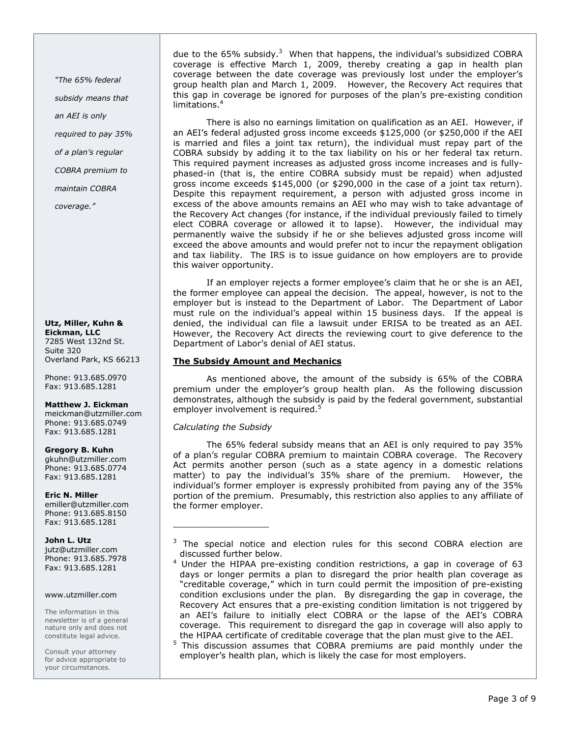due to the 65% subsidy.[3] When that happens, the individual's subsidized COBRA coverage is effective March 1, 2009, thereby creating a gap in health plan coverage between the date coverage was previously lost under the employer's group health plan and March 1, 2009. However, the Recovery Act requires that this gap in coverage be ignored for purposes of the plan's pre-existing condition limitations.[4]

There is also no earnings limitation on qualification as an AEI. However, if an AEI's federal adjusted gross income exceeds $125,000 (or $250,000 if the AEI is married and files a joint tax return), the individual must repay part of the COBRA subsidy by adding it to the tax liability on his or her federal tax return. This required payment increases as adjusted gross income increases and is fully-phased-in (that is, the entire COBRA subsidy must be repaid) when adjusted gross income exceeds $145,000 (or $290,000 in the case of a joint tax return). Despite this repayment requirement, a person with adjusted gross income in excess of the above amounts remains an AEI who may wish to take advantage of the Recovery Act changes (for instance, if the individual previously failed to timely elect COBRA coverage or allowed it to lapse). However, the individual may permanently waive the subsidy if he or she believes adjusted gross income will exceed the above amounts and would prefer not to incur the repayment obligation and tax liability. The IRS is to issue guidance on how employers are to provide this waiver opportunity.

If an employer rejects a former employee's claim that he or she is an AEI, the former employee can appeal the decision. The appeal, however, is not to the employer but is instead to the Department of Labor. The Department of Labor must rule on the individual's appeal within 15 business days. If the appeal is denied, the individual can file a lawsuit under ERISA to be treated as an AEI. However, the Recovery Act directs the reviewing court to give deference to the Department of Labor's denial of AEI status.

## **The Subsidy Amount and Mechanics**

As mentioned above, the amount of the subsidy is 65% of the COBRA premium under the employer's group health plan. As the following discussion demonstrates, although the subsidy is paid by the federal government, substantial employer involvement is required.[5]

*Calculating the Subsidy*

The 65% federal subsidy means that an AEI is only required to pay 35% of a plan's regular COBRA premium to maintain COBRA coverage. The Recovery Act permits another person (such as a state agency in a domestic relations matter) to pay the individual's 35% share of the premium. However, the individual's former employer is expressly prohibited from paying any of the 35% portion of the premium. Presumably, this restriction also applies to any affiliate of the former employer.

---

[3] The special notice and election rules for this second COBRA election are discussed further below.

[4] Under the HIPAA pre-existing condition restrictions, a gap in coverage of 63 days or longer permits a plan to disregard the prior health plan coverage as "creditable coverage," which in turn could permit the imposition of pre-existing condition exclusions under the plan. By disregarding the gap in coverage, the Recovery Act ensures that a pre-existing condition limitation is not triggered by an AEI's failure to initially elect COBRA or the lapse of the AEI's COBRA coverage. This requirement to disregard the gap in coverage will also apply to the HIPAA certificate of creditable coverage that the plan must give to the AEI.

[5] This discussion assumes that COBRA premiums are paid monthly under the employer's health plan, which is likely the case for most employers.

*"The 65% federal subsidy means that an AEI is only required to pay 35% of a plan's regular COBRA premium to maintain COBRA coverage."*

**Utz, Miller, Kuhn & Eickman, LLC**
7285 West 132nd St.
Suite 320
Overland Park, KS 66213

Phone: 913.685.0970
Fax: 913.685.1281

**Matthew J. Eickman**
meickman@utzmiller.com
Phone: 913.685.0749
Fax: 913.685.1281

**Gregory B. Kuhn**
gkuhn@utzmiller.com
Phone: 913.685.0774
Fax: 913.685.1281

**Eric N. Miller**
emiller@utzmiller.com
Phone: 913.685.8150
Fax: 913.685.1281

**John L. Utz**
jutz@utzmiller.com
Phone: 913.685.7978
Fax: 913.685.1281

www.utzmiller.com

The information in this newsletter is of a general nature only and does not constitute legal advice.

Consult your attorney for advice appropriate to your circumstances.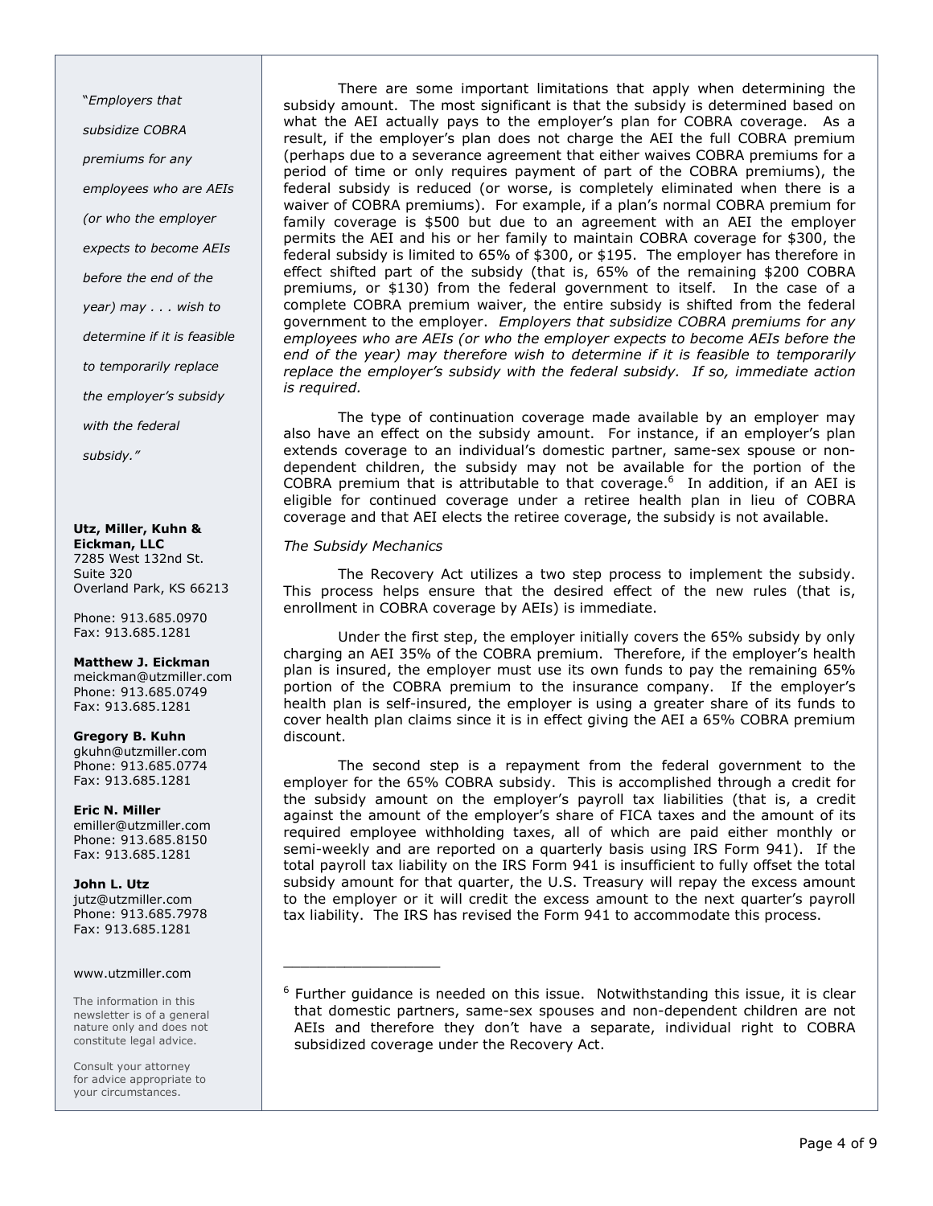"*Employers that subsidize COBRA premiums for any employees who are AEIs (or who the employer expects to become AEIs before the end of the year) may . . . wish to determine if it is feasible to temporarily replace the employer's subsidy with the federal subsidy.*"

**Utz, Miller, Kuhn & Eickman, LLC**
7285 West 132nd St.
Suite 320
Overland Park, KS 66213

Phone: 913.685.0970
Fax: 913.685.1281

**Matthew J. Eickman**
meickman@utzmiller.com
Phone: 913.685.0749
Fax: 913.685.1281

**Gregory B. Kuhn**
gkuhn@utzmiller.com
Phone: 913.685.0774
Fax: 913.685.1281

**Eric N. Miller**
emiller@utzmiller.com
Phone: 913.685.8150
Fax: 913.685.1281

**John L. Utz**
jutz@utzmiller.com
Phone: 913.685.7978
Fax: 913.685.1281

www.utzmiller.com

The information in this newsletter is of a general nature only and does not constitute legal advice.

Consult your attorney for advice appropriate to your circumstances.

There are some important limitations that apply when determining the subsidy amount. The most significant is that the subsidy is determined based on what the AEI actually pays to the employer's plan for COBRA coverage. As a result, if the employer's plan does not charge the AEI the full COBRA premium (perhaps due to a severance agreement that either waives COBRA premiums for a period of time or only requires payment of part of the COBRA premiums), the federal subsidy is reduced (or worse, is completely eliminated when there is a waiver of COBRA premiums). For example, if a plan's normal COBRA premium for family coverage is $500 but due to an agreement with an AEI the employer permits the AEI and his or her family to maintain COBRA coverage for $300, the federal subsidy is limited to 65% of $300, or $195. The employer has therefore in effect shifted part of the subsidy (that is, 65% of the remaining $200 COBRA premiums, or $130) from the federal government to itself. In the case of a complete COBRA premium waiver, the entire subsidy is shifted from the federal government to the employer. *Employers that subsidize COBRA premiums for any employees who are AEIs (or who the employer expects to become AEIs before the end of the year) may therefore wish to determine if it is feasible to temporarily replace the employer's subsidy with the federal subsidy. If so, immediate action is required.*

The type of continuation coverage made available by an employer may also have an effect on the subsidy amount. For instance, if an employer's plan extends coverage to an individual's domestic partner, same-sex spouse or non-dependent children, the subsidy may not be available for the portion of the COBRA premium that is attributable to that coverage.[6] In addition, if an AEI is eligible for continued coverage under a retiree health plan in lieu of COBRA coverage and that AEI elects the retiree coverage, the subsidy is not available.

*The Subsidy Mechanics*

The Recovery Act utilizes a two step process to implement the subsidy. This process helps ensure that the desired effect of the new rules (that is, enrollment in COBRA coverage by AEIs) is immediate.

Under the first step, the employer initially covers the 65% subsidy by only charging an AEI 35% of the COBRA premium. Therefore, if the employer's health plan is insured, the employer must use its own funds to pay the remaining 65% portion of the COBRA premium to the insurance company. If the employer's health plan is self-insured, the employer is using a greater share of its funds to cover health plan claims since it is in effect giving the AEI a 65% COBRA premium discount.

The second step is a repayment from the federal government to the employer for the 65% COBRA subsidy. This is accomplished through a credit for the subsidy amount on the employer's payroll tax liabilities (that is, a credit against the amount of the employer's share of FICA taxes and the amount of its required employee withholding taxes, all of which are paid either monthly or semi-weekly and are reported on a quarterly basis using IRS Form 941). If the total payroll tax liability on the IRS Form 941 is insufficient to fully offset the total subsidy amount for that quarter, the U.S. Treasury will repay the excess amount to the employer or it will credit the excess amount to the next quarter's payroll tax liability. The IRS has revised the Form 941 to accommodate this process.

---

[6] Further guidance is needed on this issue. Notwithstanding this issue, it is clear that domestic partners, same-sex spouses and non-dependent children are not AEIs and therefore they don't have a separate, individual right to COBRA subsidized coverage under the Recovery Act.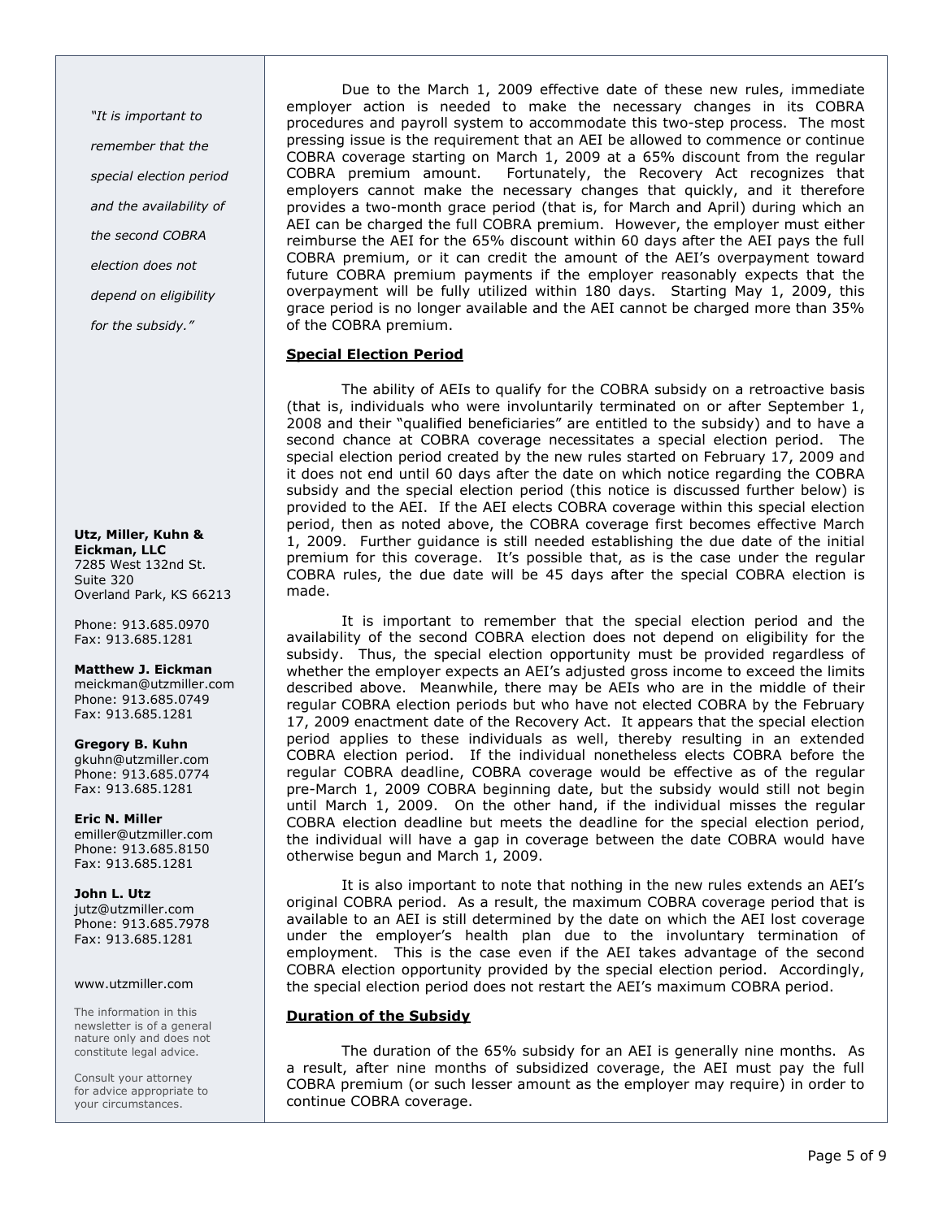Due to the March 1, 2009 effective date of these new rules, immediate employer action is needed to make the necessary changes in its COBRA procedures and payroll system to accommodate this two-step process. The most pressing issue is the requirement that an AEI be allowed to commence or continue COBRA coverage starting on March 1, 2009 at a 65% discount from the regular COBRA premium amount. Fortunately, the Recovery Act recognizes that employers cannot make the necessary changes that quickly, and it therefore provides a two-month grace period (that is, for March and April) during which an AEI can be charged the full COBRA premium. However, the employer must either reimburse the AEI for the 65% discount within 60 days after the AEI pays the full COBRA premium, or it can credit the amount of the AEI's overpayment toward future COBRA premium payments if the employer reasonably expects that the overpayment will be fully utilized within 180 days. Starting May 1, 2009, this grace period is no longer available and the AEI cannot be charged more than 35% of the COBRA premium.

## Special Election Period

The ability of AEIs to qualify for the COBRA subsidy on a retroactive basis (that is, individuals who were involuntarily terminated on or after September 1, 2008 and their "qualified beneficiaries" are entitled to the subsidy) and to have a second chance at COBRA coverage necessitates a special election period. The special election period created by the new rules started on February 17, 2009 and it does not end until 60 days after the date on which notice regarding the COBRA subsidy and the special election period (this notice is discussed further below) is provided to the AEI. If the AEI elects COBRA coverage within this special election period, then as noted above, the COBRA coverage first becomes effective March 1, 2009. Further guidance is still needed establishing the due date of the initial premium for this coverage. It's possible that, as is the case under the regular COBRA rules, the due date will be 45 days after the special COBRA election is made.

It is important to remember that the special election period and the availability of the second COBRA election does not depend on eligibility for the subsidy. Thus, the special election opportunity must be provided regardless of whether the employer expects an AEI's adjusted gross income to exceed the limits described above. Meanwhile, there may be AEIs who are in the middle of their regular COBRA election periods but who have not elected COBRA by the February 17, 2009 enactment date of the Recovery Act. It appears that the special election period applies to these individuals as well, thereby resulting in an extended COBRA election period. If the individual nonetheless elects COBRA before the regular COBRA deadline, COBRA coverage would be effective as of the regular pre-March 1, 2009 COBRA beginning date, but the subsidy would still not begin until March 1, 2009. On the other hand, if the individual misses the regular COBRA election deadline but meets the deadline for the special election period, the individual will have a gap in coverage between the date COBRA would have otherwise begun and March 1, 2009.

It is also important to note that nothing in the new rules extends an AEI's original COBRA period. As a result, the maximum COBRA coverage period that is available to an AEI is still determined by the date on which the AEI lost coverage under the employer's health plan due to the involuntary termination of employment. This is the case even if the AEI takes advantage of the second COBRA election opportunity provided by the special election period. Accordingly, the special election period does not restart the AEI's maximum COBRA period.

## Duration of the Subsidy

The duration of the 65% subsidy for an AEI is generally nine months. As a result, after nine months of subsidized coverage, the AEI must pay the full COBRA premium (or such lesser amount as the employer may require) in order to continue COBRA coverage.

*"It is important to remember that the special election period and the availability of the second COBRA election does not depend on eligibility for the subsidy."*

**Utz, Miller, Kuhn & Eickman, LLC**
7285 West 132nd St.
Suite 320
Overland Park, KS 66213

Phone: 913.685.0970
Fax: 913.685.1281

**Matthew J. Eickman**
meickman@utzmiller.com
Phone: 913.685.0749
Fax: 913.685.1281

**Gregory B. Kuhn**
gkuhn@utzmiller.com
Phone: 913.685.0774
Fax: 913.685.1281

**Eric N. Miller**
emiller@utzmiller.com
Phone: 913.685.8150
Fax: 913.685.1281

**John L. Utz**
jutz@utzmiller.com
Phone: 913.685.7978
Fax: 913.685.1281

www.utzmiller.com

The information in this newsletter is of a general nature only and does not constitute legal advice.

Consult your attorney for advice appropriate to your circumstances.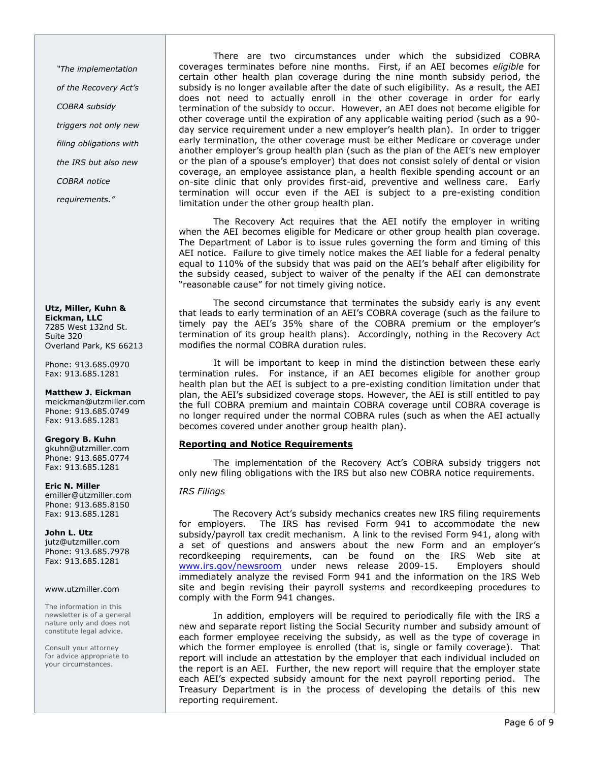There are two circumstances under which the subsidized COBRA coverages terminates before nine months. First, if an AEI becomes *eligible* for certain other health plan coverage during the nine month subsidy period, the subsidy is no longer available after the date of such eligibility. As a result, the AEI does not need to actually enroll in the other coverage in order for early termination of the subsidy to occur. However, an AEI does not become eligible for other coverage until the expiration of any applicable waiting period (such as a 90-day service requirement under a new employer's health plan). In order to trigger early termination, the other coverage must be either Medicare or coverage under another employer's group health plan (such as the plan of the AEI's new employer or the plan of a spouse's employer) that does not consist solely of dental or vision coverage, an employee assistance plan, a health flexible spending account or an on-site clinic that only provides first-aid, preventive and wellness care. Early termination will occur even if the AEI is subject to a pre-existing condition limitation under the other group health plan.

The Recovery Act requires that the AEI notify the employer in writing when the AEI becomes eligible for Medicare or other group health plan coverage. The Department of Labor is to issue rules governing the form and timing of this AEI notice. Failure to give timely notice makes the AEI liable for a federal penalty equal to 110% of the subsidy that was paid on the AEI's behalf after eligibility for the subsidy ceased, subject to waiver of the penalty if the AEI can demonstrate "reasonable cause" for not timely giving notice.

The second circumstance that terminates the subsidy early is any event that leads to early termination of an AEI's COBRA coverage (such as the failure to timely pay the AEI's 35% share of the COBRA premium or the employer's termination of its group health plans). Accordingly, nothing in the Recovery Act modifies the normal COBRA duration rules.

It will be important to keep in mind the distinction between these early termination rules. For instance, if an AEI becomes eligible for another group health plan but the AEI is subject to a pre-existing condition limitation under that plan, the AEI's subsidized coverage stops. However, the AEI is still entitled to pay the full COBRA premium and maintain COBRA coverage until COBRA coverage is no longer required under the normal COBRA rules (such as when the AEI actually becomes covered under another group health plan).

## Reporting and Notice Requirements

The implementation of the Recovery Act's COBRA subsidy triggers not only new filing obligations with the IRS but also new COBRA notice requirements.

### *IRS Filings*

The Recovery Act's subsidy mechanics creates new IRS filing requirements for employers. The IRS has revised Form 941 to accommodate the new subsidy/payroll tax credit mechanism. A link to the revised Form 941, along with a set of questions and answers about the new Form and an employer's recordkeeping requirements, can be found on the IRS Web site at www.irs.gov/newsroom under news release 2009-15. Employers should immediately analyze the revised Form 941 and the information on the IRS Web site and begin revising their payroll systems and recordkeeping procedures to comply with the Form 941 changes.

In addition, employers will be required to periodically file with the IRS a new and separate report listing the Social Security number and subsidy amount of each former employee receiving the subsidy, as well as the type of coverage in which the former employee is enrolled (that is, single or family coverage). That report will include an attestation by the employer that each individual included on the report is an AEI. Further, the new report will require that the employer state each AEI's expected subsidy amount for the next payroll reporting period. The Treasury Department is in the process of developing the details of this new reporting requirement.

*"The implementation of the Recovery Act's COBRA subsidy triggers not only new filing obligations with the IRS but also new COBRA notice requirements."*

**Utz, Miller, Kuhn & Eickman, LLC**
7285 West 132nd St.
Suite 320
Overland Park, KS 66213

Phone: 913.685.0970
Fax: 913.685.1281

**Matthew J. Eickman**
meickman@utzmiller.com
Phone: 913.685.0749
Fax: 913.685.1281

**Gregory B. Kuhn**
gkuhn@utzmiller.com
Phone: 913.685.0774
Fax: 913.685.1281

**Eric N. Miller**
emiller@utzmiller.com
Phone: 913.685.8150
Fax: 913.685.1281

**John L. Utz**
jutz@utzmiller.com
Phone: 913.685.7978
Fax: 913.685.1281

www.utzmiller.com

The information in this newsletter is of a general nature only and does not constitute legal advice.

Consult your attorney for advice appropriate to your circumstances.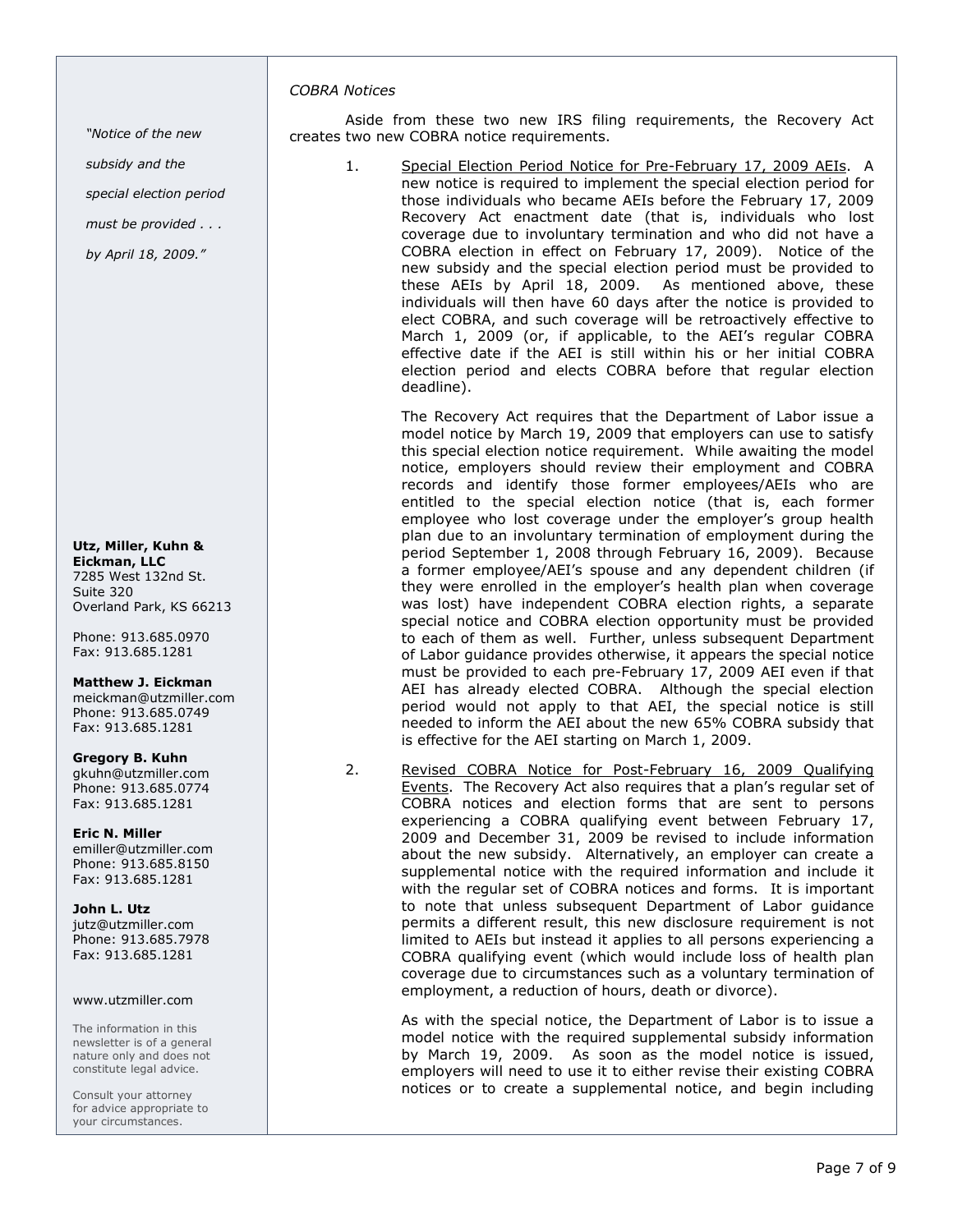*COBRA Notices*

Aside from these two new IRS filing requirements, the Recovery Act creates two new COBRA notice requirements.

1. Special Election Period Notice for Pre-February 17, 2009 AEIs. A new notice is required to implement the special election period for those individuals who became AEIs before the February 17, 2009 Recovery Act enactment date (that is, individuals who lost coverage due to involuntary termination and who did not have a COBRA election in effect on February 17, 2009). Notice of the new subsidy and the special election period must be provided to these AEIs by April 18, 2009. As mentioned above, these individuals will then have 60 days after the notice is provided to elect COBRA, and such coverage will be retroactively effective to March 1, 2009 (or, if applicable, to the AEI's regular COBRA effective date if the AEI is still within his or her initial COBRA election period and elects COBRA before that regular election deadline).

   The Recovery Act requires that the Department of Labor issue a model notice by March 19, 2009 that employers can use to satisfy this special election notice requirement. While awaiting the model notice, employers should review their employment and COBRA records and identify those former employees/AEIs who are entitled to the special election notice (that is, each former employee who lost coverage under the employer's group health plan due to an involuntary termination of employment during the period September 1, 2008 through February 16, 2009). Because a former employee/AEI's spouse and any dependent children (if they were enrolled in the employer's health plan when coverage was lost) have independent COBRA election rights, a separate special notice and COBRA election opportunity must be provided to each of them as well. Further, unless subsequent Department of Labor guidance provides otherwise, it appears the special notice must be provided to each pre-February 17, 2009 AEI even if that AEI has already elected COBRA. Although the special election period would not apply to that AEI, the special notice is still needed to inform the AEI about the new 65% COBRA subsidy that is effective for the AEI starting on March 1, 2009.

2. Revised COBRA Notice for Post-February 16, 2009 Qualifying Events. The Recovery Act also requires that a plan's regular set of COBRA notices and election forms that are sent to persons experiencing a COBRA qualifying event between February 17, 2009 and December 31, 2009 be revised to include information about the new subsidy. Alternatively, an employer can create a supplemental notice with the required information and include it with the regular set of COBRA notices and forms. It is important to note that unless subsequent Department of Labor guidance permits a different result, this new disclosure requirement is not limited to AEIs but instead it applies to all persons experiencing a COBRA qualifying event (which would include loss of health plan coverage due to circumstances such as a voluntary termination of employment, a reduction of hours, death or divorce).

   As with the special notice, the Department of Labor is to issue a model notice with the required supplemental subsidy information by March 19, 2009. As soon as the model notice is issued, employers will need to use it to either revise their existing COBRA notices or to create a supplemental notice, and begin including

*"Notice of the new subsidy and the special election period must be provided . . . by April 18, 2009."*

**Utz, Miller, Kuhn & Eickman, LLC**
7285 West 132nd St.
Suite 320
Overland Park, KS 66213

Phone: 913.685.0970
Fax: 913.685.1281

**Matthew J. Eickman**
meickman@utzmiller.com
Phone: 913.685.0749
Fax: 913.685.1281

**Gregory B. Kuhn**
gkuhn@utzmiller.com
Phone: 913.685.0774
Fax: 913.685.1281

**Eric N. Miller**
emiller@utzmiller.com
Phone: 913.685.8150
Fax: 913.685.1281

**John L. Utz**
jutz@utzmiller.com
Phone: 913.685.7978
Fax: 913.685.1281

www.utzmiller.com

The information in this newsletter is of a general nature only and does not constitute legal advice.

Consult your attorney for advice appropriate to your circumstances.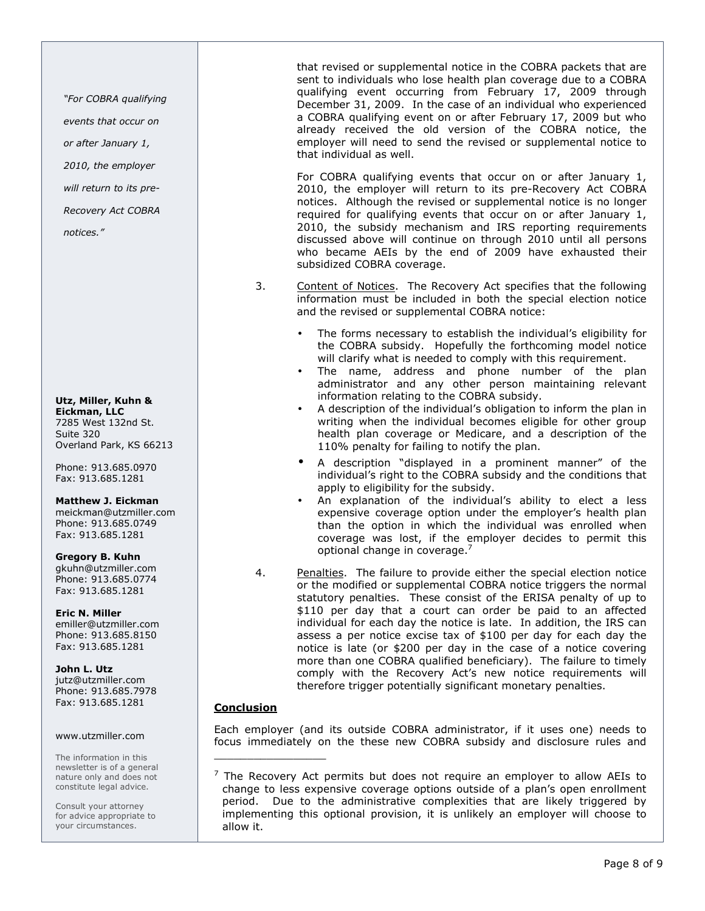that revised or supplemental notice in the COBRA packets that are sent to individuals who lose health plan coverage due to a COBRA qualifying event occurring from February 17, 2009 through December 31, 2009. In the case of an individual who experienced a COBRA qualifying event on or after February 17, 2009 but who already received the old version of the COBRA notice, the employer will need to send the revised or supplemental notice to that individual as well.

For COBRA qualifying events that occur on or after January 1, 2010, the employer will return to its pre-Recovery Act COBRA notices. Although the revised or supplemental notice is no longer required for qualifying events that occur on or after January 1, 2010, the subsidy mechanism and IRS reporting requirements discussed above will continue on through 2010 until all persons who became AEIs by the end of 2009 have exhausted their subsidized COBRA coverage.

3. Content of Notices. The Recovery Act specifies that the following information must be included in both the special election notice and the revised or supplemental COBRA notice:

   - The forms necessary to establish the individual's eligibility for the COBRA subsidy. Hopefully the forthcoming model notice will clarify what is needed to comply with this requirement.
   - The name, address and phone number of the plan administrator and any other person maintaining relevant information relating to the COBRA subsidy.
   - A description of the individual's obligation to inform the plan in writing when the individual becomes eligible for other group health plan coverage or Medicare, and a description of the 110% penalty for failing to notify the plan.
   - A description "displayed in a prominent manner" of the individual's right to the COBRA subsidy and the conditions that apply to eligibility for the subsidy.
   - An explanation of the individual's ability to elect a less expensive coverage option under the employer's health plan than the option in which the individual was enrolled when coverage was lost, if the employer decides to permit this optional change in coverage.[7]

4. Penalties. The failure to provide either the special election notice or the modified or supplemental COBRA notice triggers the normal statutory penalties. These consist of the ERISA penalty of up to $110 per day that a court can order be paid to an affected individual for each day the notice is late. In addition, the IRS can assess a per notice excise tax of $100 per day for each day the notice is late (or $200 per day in the case of a notice covering more than one COBRA qualified beneficiary). The failure to timely comply with the Recovery Act's new notice requirements will therefore trigger potentially significant monetary penalties.

## Conclusion

Each employer (and its outside COBRA administrator, if it uses one) needs to focus immediately on the these new COBRA subsidy and disclosure rules and

---

[7] The Recovery Act permits but does not require an employer to allow AEIs to change to less expensive coverage options outside of a plan's open enrollment period. Due to the administrative complexities that are likely triggered by implementing this optional provision, it is unlikely an employer will choose to allow it.

*"For COBRA qualifying events that occur on or after January 1, 2010, the employer will return to its pre-Recovery Act COBRA notices."*

**Utz, Miller, Kuhn & Eickman, LLC**
7285 West 132nd St.
Suite 320
Overland Park, KS 66213

Phone: 913.685.0970
Fax: 913.685.1281

**Matthew J. Eickman**
meickman@utzmiller.com
Phone: 913.685.0749
Fax: 913.685.1281

**Gregory B. Kuhn**
gkuhn@utzmiller.com
Phone: 913.685.0774
Fax: 913.685.1281

**Eric N. Miller**
emiller@utzmiller.com
Phone: 913.685.8150
Fax: 913.685.1281

**John L. Utz**
jutz@utzmiller.com
Phone: 913.685.7978
Fax: 913.685.1281

www.utzmiller.com

The information in this newsletter is of a general nature only and does not constitute legal advice.

Consult your attorney for advice appropriate to your circumstances.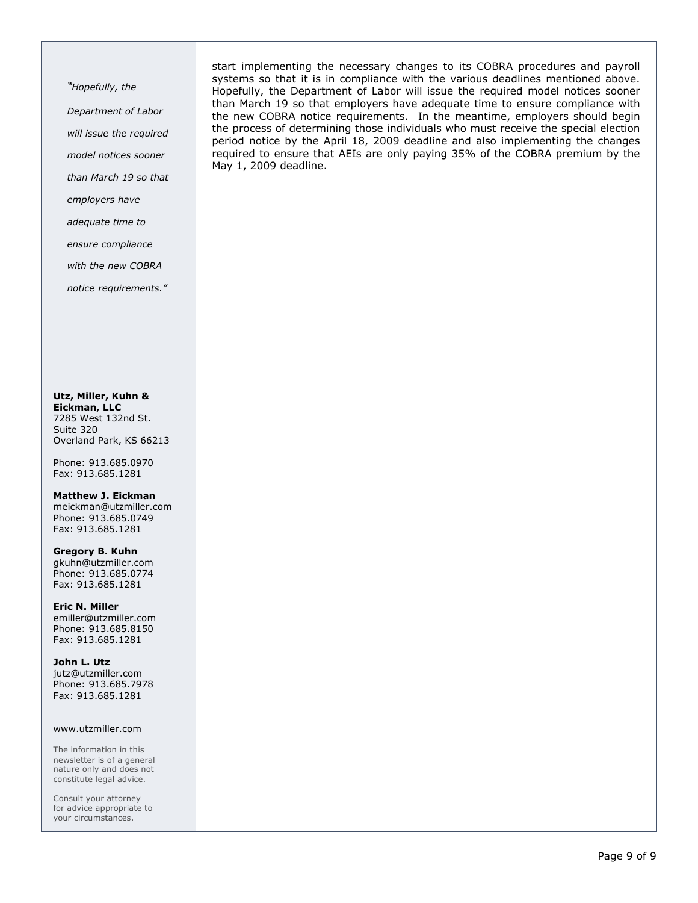start implementing the necessary changes to its COBRA procedures and payroll systems so that it is in compliance with the various deadlines mentioned above. Hopefully, the Department of Labor will issue the required model notices sooner than March 19 so that employers have adequate time to ensure compliance with the new COBRA notice requirements. In the meantime, employers should begin the process of determining those individuals who must receive the special election period notice by the April 18, 2009 deadline and also implementing the changes required to ensure that AEIs are only paying 35% of the COBRA premium by the May 1, 2009 deadline.

*"Hopefully, the Department of Labor will issue the required model notices sooner than March 19 so that employers have adequate time to ensure compliance with the new COBRA notice requirements."*

**Utz, Miller, Kuhn & Eickman, LLC**
7285 West 132nd St.
Suite 320
Overland Park, KS 66213

Phone: 913.685.0970
Fax: 913.685.1281

**Matthew J. Eickman**
meickman@utzmiller.com
Phone: 913.685.0749
Fax: 913.685.1281

**Gregory B. Kuhn**
gkuhn@utzmiller.com
Phone: 913.685.0774
Fax: 913.685.1281

**Eric N. Miller**
emiller@utzmiller.com
Phone: 913.685.8150
Fax: 913.685.1281

**John L. Utz**
jutz@utzmiller.com
Phone: 913.685.7978
Fax: 913.685.1281

www.utzmiller.com

The information in this newsletter is of a general nature only and does not constitute legal advice.

Consult your attorney for advice appropriate to your circumstances.